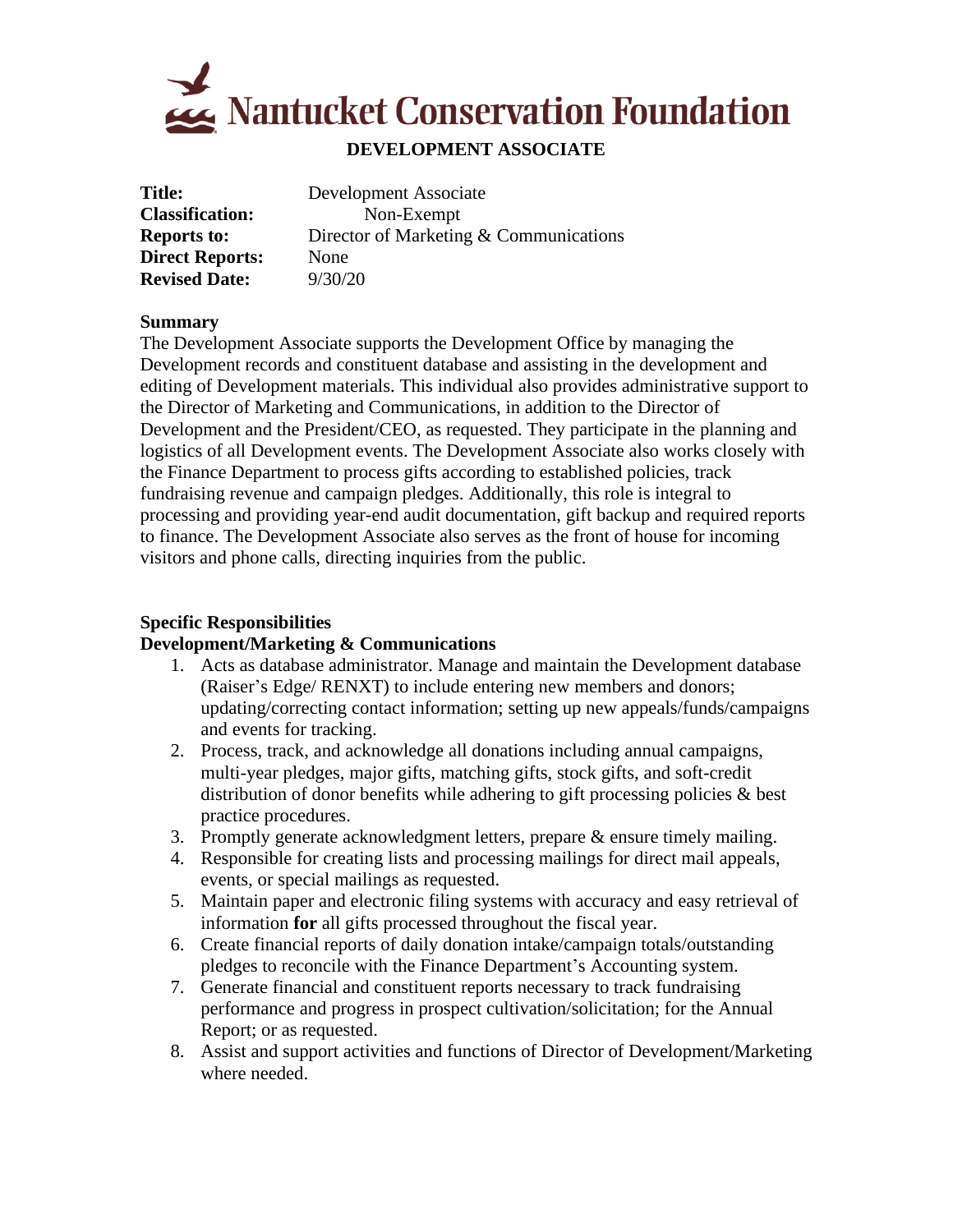# Nantucket Conservation Foundation

## DEVELOPMENT ASSOCIATE

**Title:** Development Associate
**Classification:** Non-Exempt
**Reports to:** Director of Marketing & Communications
**Direct Reports:** None
**Revised Date:** 9/30/20

### Summary

The Development Associate supports the Development Office by managing the Development records and constituent database and assisting in the development and editing of Development materials. This individual also provides administrative support to the Director of Marketing and Communications, in addition to the Director of Development and the President/CEO, as requested. They participate in the planning and logistics of all Development events. The Development Associate also works closely with the Finance Department to process gifts according to established policies, track fundraising revenue and campaign pledges. Additionally, this role is integral to processing and providing year-end audit documentation, gift backup and required reports to finance. The Development Associate also serves as the front of house for incoming visitors and phone calls, directing inquiries from the public.

### Specific Responsibilities

#### Development/Marketing & Communications

1. Acts as database administrator. Manage and maintain the Development database (Raiser's Edge/ RENXT) to include entering new members and donors; updating/correcting contact information; setting up new appeals/funds/campaigns and events for tracking.
2. Process, track, and acknowledge all donations including annual campaigns, multi-year pledges, major gifts, matching gifts, stock gifts, and soft-credit distribution of donor benefits while adhering to gift processing policies & best practice procedures.
3. Promptly generate acknowledgment letters, prepare & ensure timely mailing.
4. Responsible for creating lists and processing mailings for direct mail appeals, events, or special mailings as requested.
5. Maintain paper and electronic filing systems with accuracy and easy retrieval of information **for** all gifts processed throughout the fiscal year.
6. Create financial reports of daily donation intake/campaign totals/outstanding pledges to reconcile with the Finance Department's Accounting system.
7. Generate financial and constituent reports necessary to track fundraising performance and progress in prospect cultivation/solicitation; for the Annual Report; or as requested.
8. Assist and support activities and functions of Director of Development/Marketing where needed.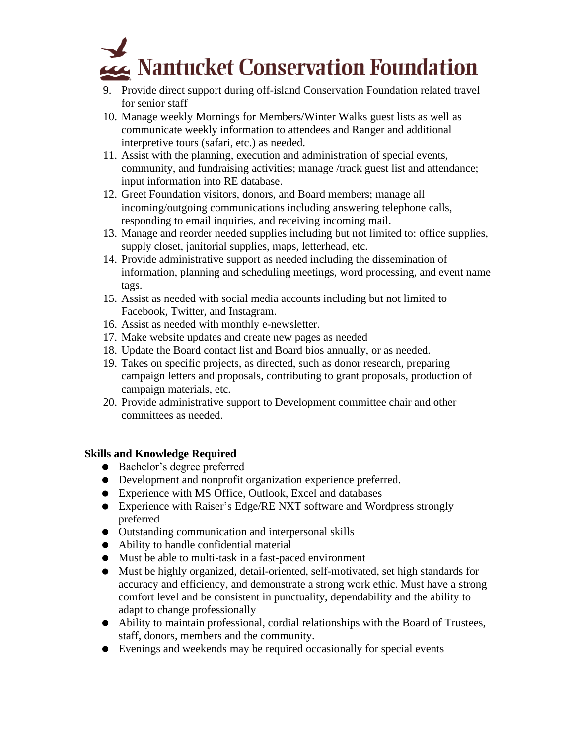9. Provide direct support during off-island Conservation Foundation related travel for senior staff
10. Manage weekly Mornings for Members/Winter Walks guest lists as well as communicate weekly information to attendees and Ranger and additional interpretive tours (safari, etc.) as needed.
11. Assist with the planning, execution and administration of special events, community, and fundraising activities; manage /track guest list and attendance; input information into RE database.
12. Greet Foundation visitors, donors, and Board members; manage all incoming/outgoing communications including answering telephone calls, responding to email inquiries, and receiving incoming mail.
13. Manage and reorder needed supplies including but not limited to: office supplies, supply closet, janitorial supplies, maps, letterhead, etc.
14. Provide administrative support as needed including the dissemination of information, planning and scheduling meetings, word processing, and event name tags.
15. Assist as needed with social media accounts including but not limited to Facebook, Twitter, and Instagram.
16. Assist as needed with monthly e-newsletter.
17. Make website updates and create new pages as needed
18. Update the Board contact list and Board bios annually, or as needed.
19. Takes on specific projects, as directed, such as donor research, preparing campaign letters and proposals, contributing to grant proposals, production of campaign materials, etc.
20. Provide administrative support to Development committee chair and other committees as needed.

**Skills and Knowledge Required**

- Bachelor's degree preferred
- Development and nonprofit organization experience preferred.
- Experience with MS Office, Outlook, Excel and databases
- Experience with Raiser's Edge/RE NXT software and Wordpress strongly preferred
- Outstanding communication and interpersonal skills
- Ability to handle confidential material
- Must be able to multi-task in a fast-paced environment
- Must be highly organized, detail-oriented, self-motivated, set high standards for accuracy and efficiency, and demonstrate a strong work ethic. Must have a strong comfort level and be consistent in punctuality, dependability and the ability to adapt to change professionally
- Ability to maintain professional, cordial relationships with the Board of Trustees, staff, donors, members and the community.
- Evenings and weekends may be required occasionally for special events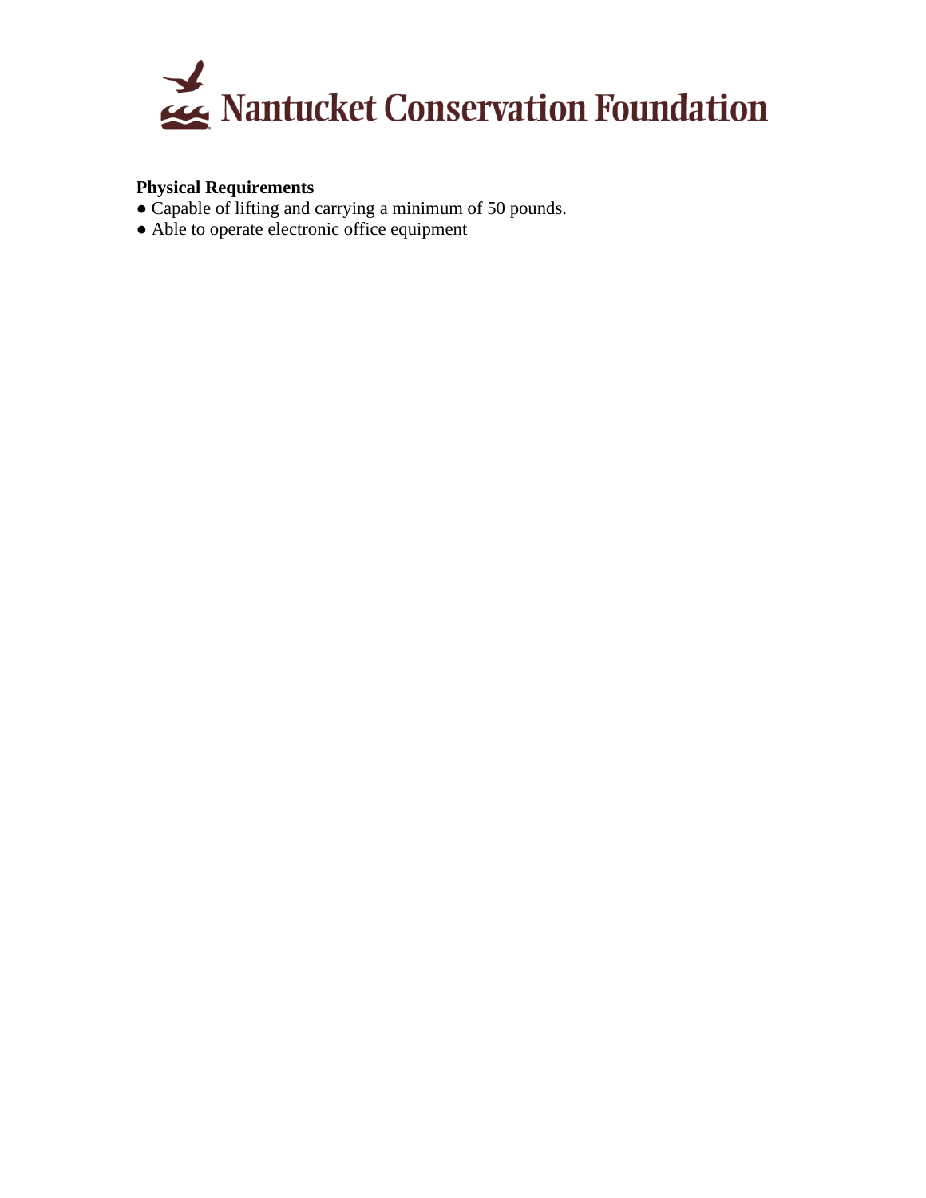**Physical Requirements**

- Capable of lifting and carrying a minimum of 50 pounds.
- Able to operate electronic office equipment